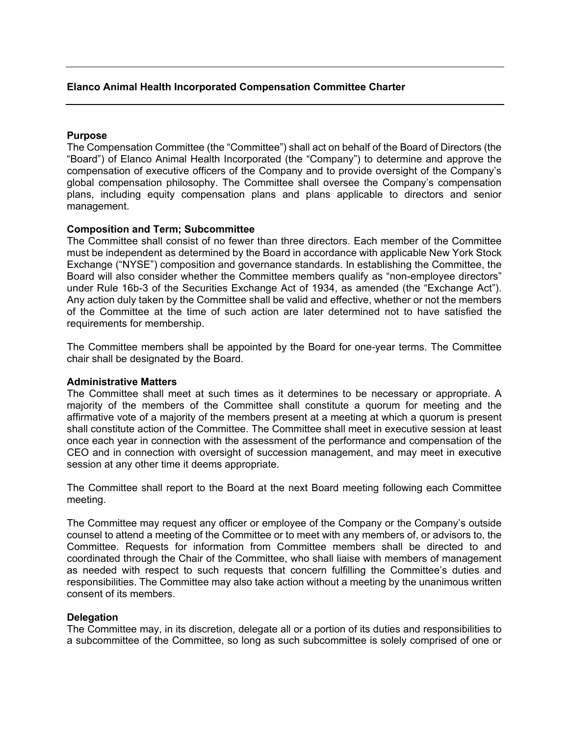# Elanco Animal Health Incorporated Compensation Committee Charter

## Purpose

The Compensation Committee (the "Committee") shall act on behalf of the Board of Directors (the "Board") of Elanco Animal Health Incorporated (the "Company") to determine and approve the compensation of executive officers of the Company and to provide oversight of the Company's global compensation philosophy. The Committee shall oversee the Company's compensation plans, including equity compensation plans and plans applicable to directors and senior management.

## Composition and Term; Subcommittee

The Committee shall consist of no fewer than three directors. Each member of the Committee must be independent as determined by the Board in accordance with applicable New York Stock Exchange ("NYSE") composition and governance standards. In establishing the Committee, the Board will also consider whether the Committee members qualify as "non-employee directors" under Rule 16b-3 of the Securities Exchange Act of 1934, as amended (the "Exchange Act"). Any action duly taken by the Committee shall be valid and effective, whether or not the members of the Committee at the time of such action are later determined not to have satisfied the requirements for membership.

The Committee members shall be appointed by the Board for one-year terms. The Committee chair shall be designated by the Board.

## Administrative Matters

The Committee shall meet at such times as it determines to be necessary or appropriate. A majority of the members of the Committee shall constitute a quorum for meeting and the affirmative vote of a majority of the members present at a meeting at which a quorum is present shall constitute action of the Committee. The Committee shall meet in executive session at least once each year in connection with the assessment of the performance and compensation of the CEO and in connection with oversight of succession management, and may meet in executive session at any other time it deems appropriate.

The Committee shall report to the Board at the next Board meeting following each Committee meeting.

The Committee may request any officer or employee of the Company or the Company's outside counsel to attend a meeting of the Committee or to meet with any members of, or advisors to, the Committee. Requests for information from Committee members shall be directed to and coordinated through the Chair of the Committee, who shall liaise with members of management as needed with respect to such requests that concern fulfilling the Committee's duties and responsibilities. The Committee may also take action without a meeting by the unanimous written consent of its members.

## Delegation

The Committee may, in its discretion, delegate all or a portion of its duties and responsibilities to a subcommittee of the Committee, so long as such subcommittee is solely comprised of one or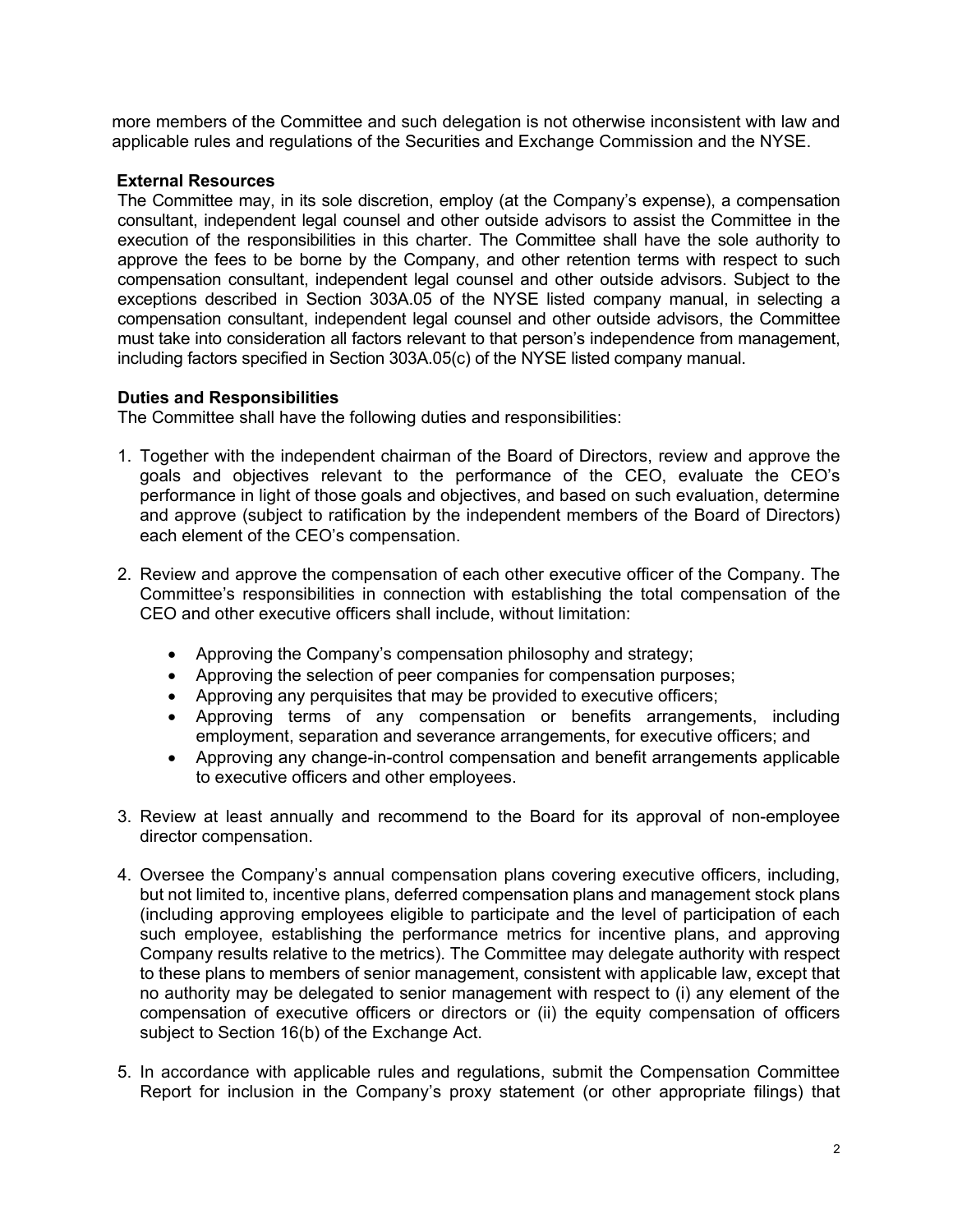more members of the Committee and such delegation is not otherwise inconsistent with law and applicable rules and regulations of the Securities and Exchange Commission and the NYSE.

**External Resources**

The Committee may, in its sole discretion, employ (at the Company's expense), a compensation consultant, independent legal counsel and other outside advisors to assist the Committee in the execution of the responsibilities in this charter. The Committee shall have the sole authority to approve the fees to be borne by the Company, and other retention terms with respect to such compensation consultant, independent legal counsel and other outside advisors. Subject to the exceptions described in Section 303A.05 of the NYSE listed company manual, in selecting a compensation consultant, independent legal counsel and other outside advisors, the Committee must take into consideration all factors relevant to that person's independence from management, including factors specified in Section 303A.05(c) of the NYSE listed company manual.

**Duties and Responsibilities**

The Committee shall have the following duties and responsibilities:

1. Together with the independent chairman of the Board of Directors, review and approve the goals and objectives relevant to the performance of the CEO, evaluate the CEO's performance in light of those goals and objectives, and based on such evaluation, determine and approve (subject to ratification by the independent members of the Board of Directors) each element of the CEO's compensation.

2. Review and approve the compensation of each other executive officer of the Company. The Committee's responsibilities in connection with establishing the total compensation of the CEO and other executive officers shall include, without limitation:

   - Approving the Company's compensation philosophy and strategy;
   - Approving the selection of peer companies for compensation purposes;
   - Approving any perquisites that may be provided to executive officers;
   - Approving terms of any compensation or benefits arrangements, including employment, separation and severance arrangements, for executive officers; and
   - Approving any change-in-control compensation and benefit arrangements applicable to executive officers and other employees.

3. Review at least annually and recommend to the Board for its approval of non-employee director compensation.

4. Oversee the Company's annual compensation plans covering executive officers, including, but not limited to, incentive plans, deferred compensation plans and management stock plans (including approving employees eligible to participate and the level of participation of each such employee, establishing the performance metrics for incentive plans, and approving Company results relative to the metrics). The Committee may delegate authority with respect to these plans to members of senior management, consistent with applicable law, except that no authority may be delegated to senior management with respect to (i) any element of the compensation of executive officers or directors or (ii) the equity compensation of officers subject to Section 16(b) of the Exchange Act.

5. In accordance with applicable rules and regulations, submit the Compensation Committee Report for inclusion in the Company's proxy statement (or other appropriate filings) that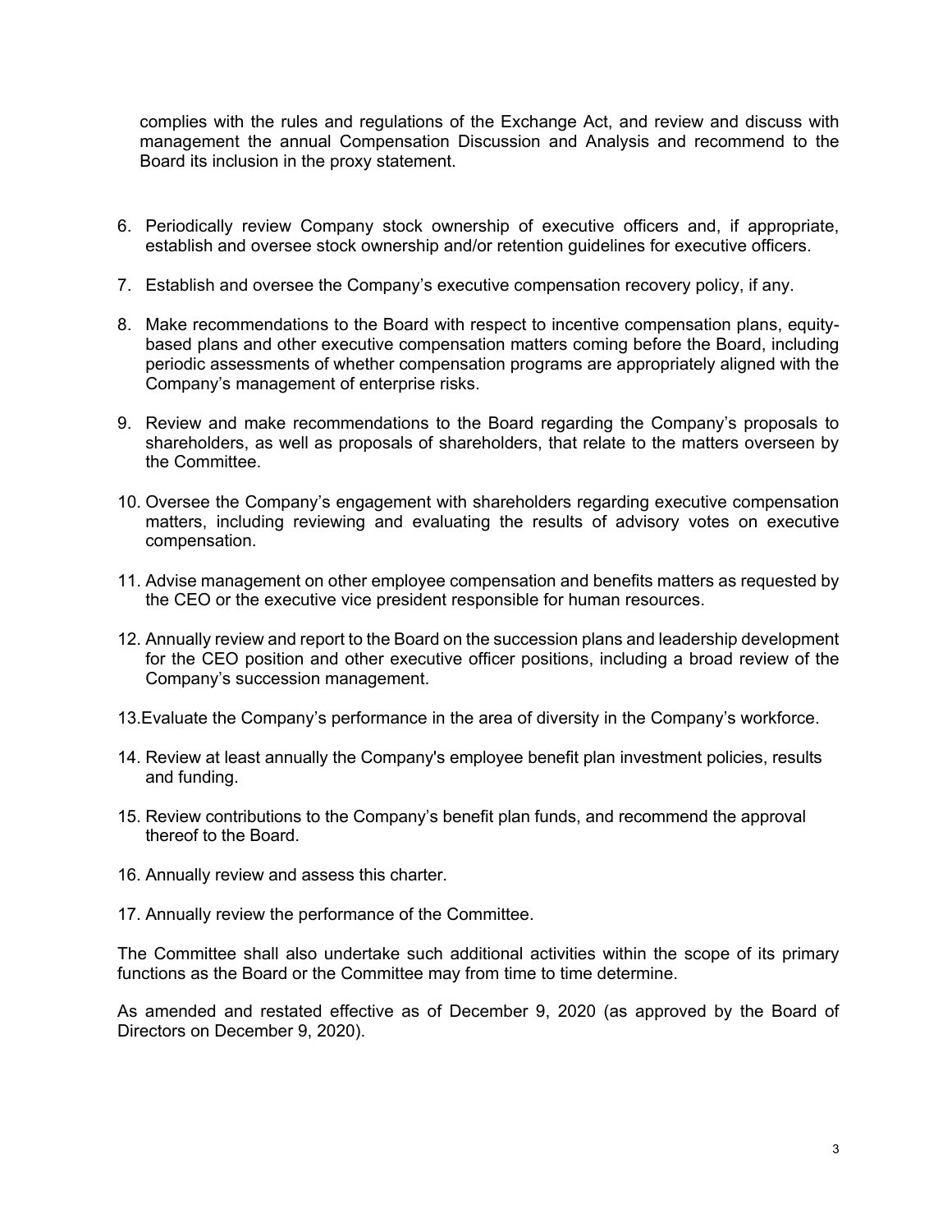complies with the rules and regulations of the Exchange Act, and review and discuss with management the annual Compensation Discussion and Analysis and recommend to the Board its inclusion in the proxy statement.

6. Periodically review Company stock ownership of executive officers and, if appropriate, establish and oversee stock ownership and/or retention guidelines for executive officers.
7. Establish and oversee the Company's executive compensation recovery policy, if any.
8. Make recommendations to the Board with respect to incentive compensation plans, equity-based plans and other executive compensation matters coming before the Board, including periodic assessments of whether compensation programs are appropriately aligned with the Company's management of enterprise risks.
9. Review and make recommendations to the Board regarding the Company's proposals to shareholders, as well as proposals of shareholders, that relate to the matters overseen by the Committee.
10. Oversee the Company's engagement with shareholders regarding executive compensation matters, including reviewing and evaluating the results of advisory votes on executive compensation.
11. Advise management on other employee compensation and benefits matters as requested by the CEO or the executive vice president responsible for human resources.
12. Annually review and report to the Board on the succession plans and leadership development for the CEO position and other executive officer positions, including a broad review of the Company's succession management.
13. Evaluate the Company's performance in the area of diversity in the Company's workforce.
14. Review at least annually the Company's employee benefit plan investment policies, results and funding.
15. Review contributions to the Company's benefit plan funds, and recommend the approval thereof to the Board.
16. Annually review and assess this charter.
17. Annually review the performance of the Committee.

The Committee shall also undertake such additional activities within the scope of its primary functions as the Board or the Committee may from time to time determine.

As amended and restated effective as of December 9, 2020 (as approved by the Board of Directors on December 9, 2020).